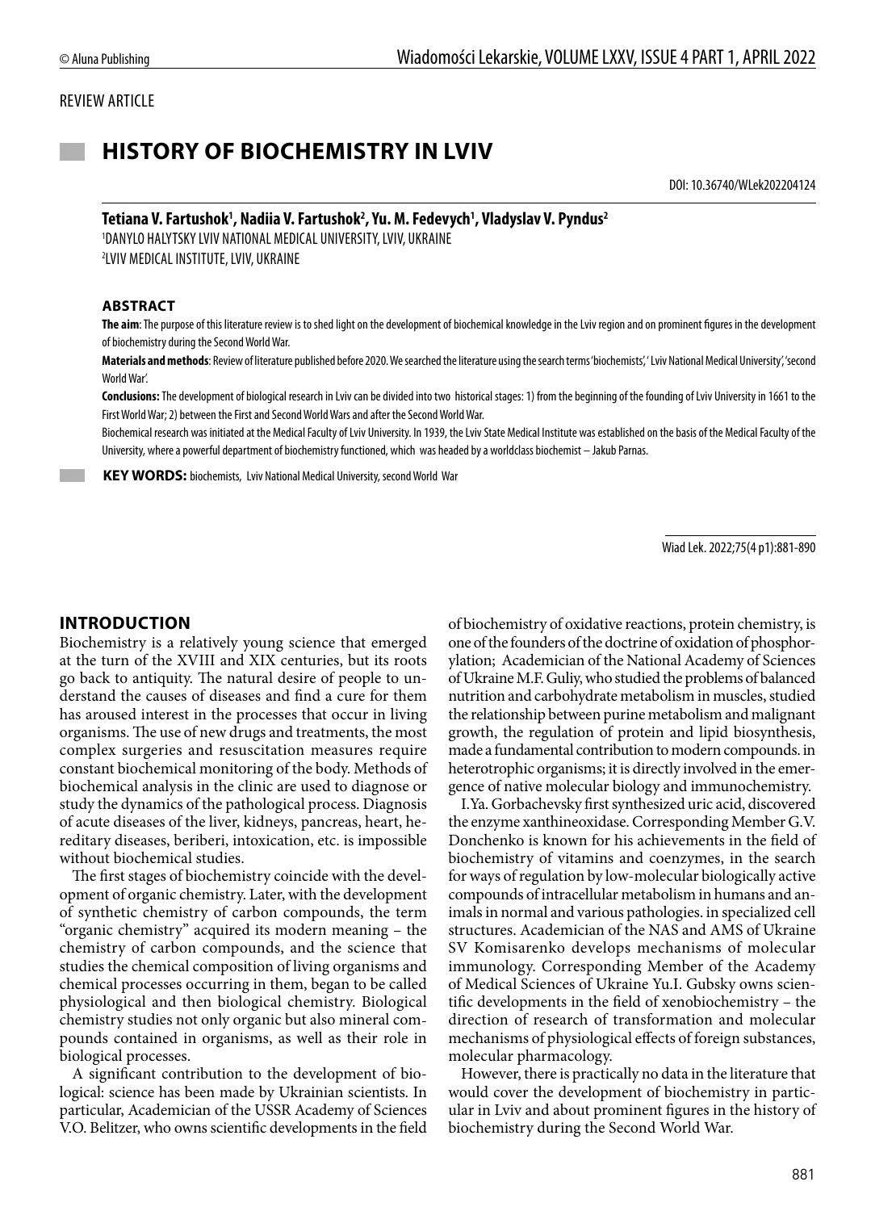REVIEW ARTICLE

# HISTORY OF BIOCHEMISTRY IN LVIV

DOI: 10.36740/WLek202204124

**Tetiana V. Fartushok[1], Nadiia V. Fartushok[2], Yu. M. Fedevych[1], Vladyslav V. Pyndus[2]**

[1]DANYLO HALYTSKY LVIV NATIONAL MEDICAL UNIVERSITY, LVIV, UKRAINE

[2]LVIV MEDICAL INSTITUTE, LVIV, UKRAINE

### ABSTRACT

**The aim**: The purpose of this literature review is to shed light on the development of biochemical knowledge in the Lviv region and on prominent figures in the development of biochemistry during the Second World War.

**Materials and methods**: Review of literature published before 2020. We searched the literature using the search terms 'biochemists', ' Lviv National Medical University', 'second World War'.

**Conclusions:** The development of biological research in Lviv can be divided into two historical stages: 1) from the beginning of the founding of Lviv University in 1661 to the First World War; 2) between the First and Second World Wars and after the Second World War.

Biochemical research was initiated at the Medical Faculty of Lviv University. In 1939, the Lviv State Medical Institute was established on the basis of the Medical Faculty of the University, where a powerful department of biochemistry functioned, which was headed by a worldclass biochemist – Jakub Parnas.

**KEY WORDS:** biochemists, Lviv National Medical University, second World War

Wiad Lek. 2022;75(4 p1):881-890

## INTRODUCTION

Biochemistry is a relatively young science that emerged at the turn of the XVIII and XIX centuries, but its roots go back to antiquity. The natural desire of people to understand the causes of diseases and find a cure for them has aroused interest in the processes that occur in living organisms. The use of new drugs and treatments, the most complex surgeries and resuscitation measures require constant biochemical monitoring of the body. Methods of biochemical analysis in the clinic are used to diagnose or study the dynamics of the pathological process. Diagnosis of acute diseases of the liver, kidneys, pancreas, heart, hereditary diseases, beriberi, intoxication, etc. is impossible without biochemical studies.

The first stages of biochemistry coincide with the development of organic chemistry. Later, with the development of synthetic chemistry of carbon compounds, the term "organic chemistry" acquired its modern meaning – the chemistry of carbon compounds, and the science that studies the chemical composition of living organisms and chemical processes occurring in them, began to be called physiological and then biological chemistry. Biological chemistry studies not only organic but also mineral compounds contained in organisms, as well as their role in biological processes.

A significant contribution to the development of biological: science has been made by Ukrainian scientists. In particular, Academician of the USSR Academy of Sciences V.O. Belitzer, who owns scientific developments in the field of biochemistry of oxidative reactions, protein chemistry, is one of the founders of the doctrine of oxidation of phosphorylation; Academician of the National Academy of Sciences of Ukraine M.F. Guliy, who studied the problems of balanced nutrition and carbohydrate metabolism in muscles, studied the relationship between purine metabolism and malignant growth, the regulation of protein and lipid biosynthesis, made a fundamental contribution to modern compounds. in heterotrophic organisms; it is directly involved in the emergence of native molecular biology and immunochemistry.

I.Ya. Gorbachevsky first synthesized uric acid, discovered the enzyme xanthineoxidase. Corresponding Member G.V. Donchenko is known for his achievements in the field of biochemistry of vitamins and coenzymes, in the search for ways of regulation by low-molecular biologically active compounds of intracellular metabolism in humans and animals in normal and various pathologies. in specialized cell structures. Academician of the NAS and AMS of Ukraine SV Komisarenko develops mechanisms of molecular immunology. Corresponding Member of the Academy of Medical Sciences of Ukraine Yu.I. Gubsky owns scientific developments in the field of xenobiochemistry – the direction of research of transformation and molecular mechanisms of physiological effects of foreign substances, molecular pharmacology.

However, there is practically no data in the literature that would cover the development of biochemistry in particular in Lviv and about prominent figures in the history of biochemistry during the Second World War.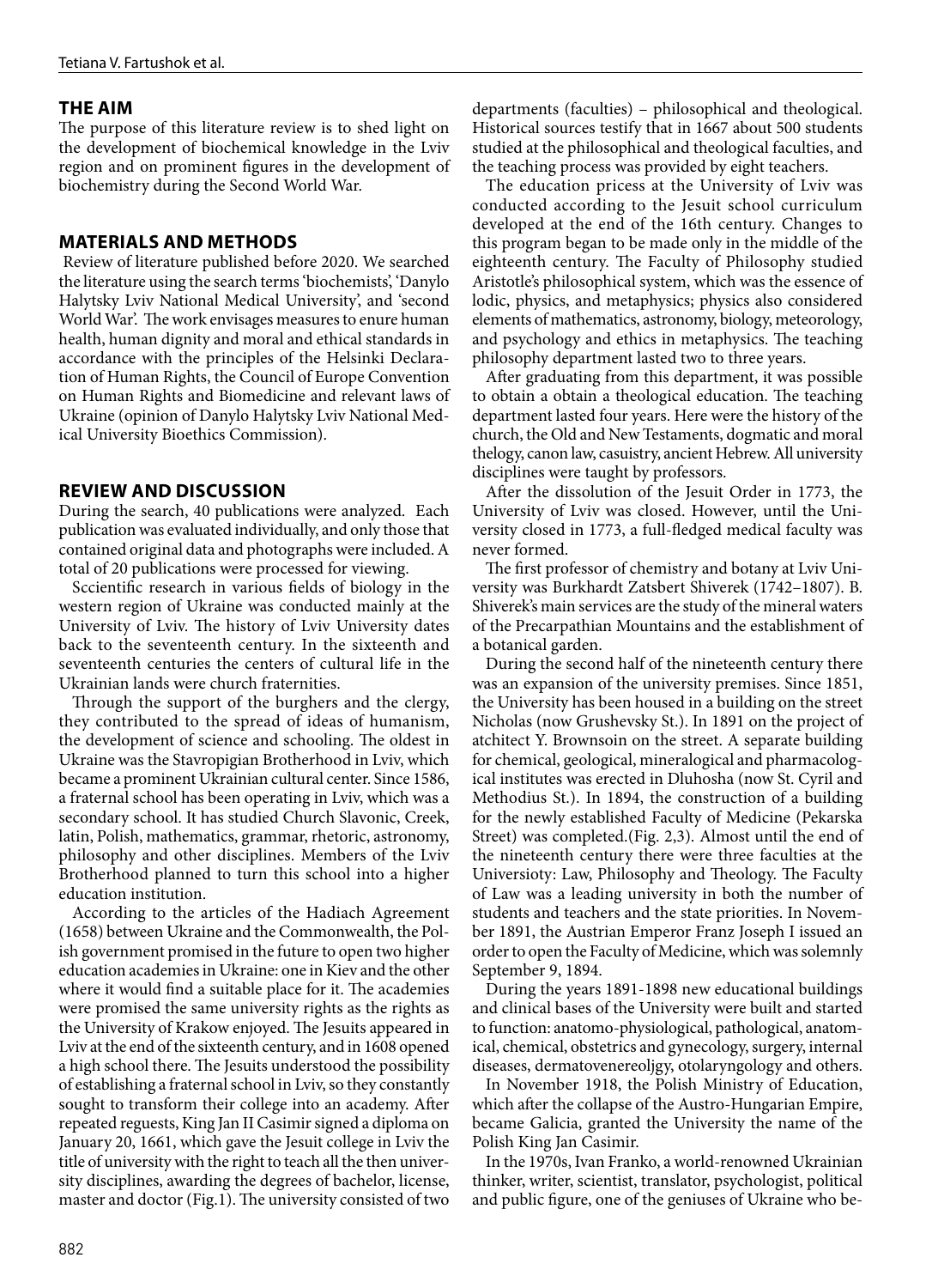## THE AIM

The purpose of this literature review is to shed light on the development of biochemical knowledge in the Lviv region and on prominent figures in the development of biochemistry during the Second World War.

## MATERIALS AND METHODS

Review of literature published before 2020. We searched the literature using the search terms 'biochemists', 'Danylo Halytsky Lviv National Medical University', and 'second World War'. The work envisages measures to enure human health, human dignity and moral and ethical standards in accordance with the principles of the Helsinki Declaration of Human Rights, the Council of Europe Convention on Human Rights and Biomedicine and relevant laws of Ukraine (opinion of Danylo Halytsky Lviv National Medical University Bioethics Commission).

## REVIEW AND DISCUSSION

During the search, 40 publications were analyzed. Each publication was evaluated individually, and only those that contained original data and photographs were included. A total of 20 publications were processed for viewing.

Sccientific research in various fields of biology in the western region of Ukraine was conducted mainly at the University of Lviv. The history of Lviv University dates back to the seventeenth century. In the sixteenth and seventeenth centuries the centers of cultural life in the Ukrainian lands were church fraternities.

Through the support of the burghers and the clergy, they contributed to the spread of ideas of humanism, the development of science and schooling. The oldest in Ukraine was the Stavropigian Brotherhood in Lviv, which became a prominent Ukrainian cultural center. Since 1586, a fraternal school has been operating in Lviv, which was a secondary school. It has studied Church Slavonic, Creek, latin, Polish, mathematics, grammar, rhetoric, astronomy, philosophy and other disciplines. Members of the Lviv Brotherhood planned to turn this school into a higher education institution.

According to the articles of the Hadiach Agreement (1658) between Ukraine and the Commonwealth, the Polish government promised in the future to open two higher education academies in Ukraine: one in Kiev and the other where it would find a suitable place for it. The academies were promised the same university rights as the rights as the University of Krakow enjoyed. The Jesuits appeared in Lviv at the end of the sixteenth century, and in 1608 opened a high school there. The Jesuits understood the possibility of establishing a fraternal school in Lviv, so they constantly sought to transform their college into an academy. After repeated reguests, King Jan II Casimir signed a diploma on January 20, 1661, which gave the Jesuit college in Lviv the title of university with the right to teach all the then university disciplines, awarding the degrees of bachelor, license, master and doctor (Fig.1). The university consisted of two departments (faculties) – philosophical and theological. Historical sources testify that in 1667 about 500 students studied at the philosophical and theological faculties, and the teaching process was provided by eight teachers.

The education pricess at the University of Lviv was conducted according to the Jesuit school curriculum developed at the end of the 16th century. Changes to this program began to be made only in the middle of the eighteenth century. The Faculty of Philosophy studied Aristotle's philosophical system, which was the essence of lodic, physics, and metaphysics; physics also considered elements of mathematics, astronomy, biology, meteorology, and psychology and ethics in metaphysics. The teaching philosophy department lasted two to three years.

After graduating from this department, it was possible to obtain a obtain a theological education. The teaching department lasted four years. Here were the history of the church, the Old and New Testaments, dogmatic and moral thelogy, canon law, casuistry, ancient Hebrew. All university disciplines were taught by professors.

After the dissolution of the Jesuit Order in 1773, the University of Lviv was closed. However, until the University closed in 1773, a full-fledged medical faculty was never formed.

The first professor of chemistry and botany at Lviv University was Burkhardt Zatsbert Shiverek (1742–1807). B. Shiverek's main services are the study of the mineral waters of the Precarpathian Mountains and the establishment of a botanical garden.

During the second half of the nineteenth century there was an expansion of the university premises. Since 1851, the University has been housed in a building on the street Nicholas (now Grushevsky St.). In 1891 on the project of atchitect Y. Brownsoin on the street. A separate building for chemical, geological, mineralogical and pharmacological institutes was erected in Dluhosha (now St. Cyril and Methodius St.). In 1894, the construction of a building for the newly established Faculty of Medicine (Pekarska Street) was completed.(Fig. 2,3). Almost until the end of the nineteenth century there were three faculties at the Universioty: Law, Philosophy and Theology. The Faculty of Law was a leading university in both the number of students and teachers and the state priorities. In November 1891, the Austrian Emperor Franz Joseph I issued an order to open the Faculty of Medicine, which was solemnly September 9, 1894.

During the years 1891-1898 new educational buildings and clinical bases of the University were built and started to function: anatomo-physiological, pathological, anatomical, chemical, obstetrics and gynecology, surgery, internal diseases, dermatovenereoljgy, otolaryngology and others.

In November 1918, the Polish Ministry of Education, which after the collapse of the Austro-Hungarian Empire, became Galicia, granted the University the name of the Polish King Jan Casimir.

In the 1970s, Ivan Franko, a world-renowned Ukrainian thinker, writer, scientist, translator, psychologist, political and public figure, one of the geniuses of Ukraine who be-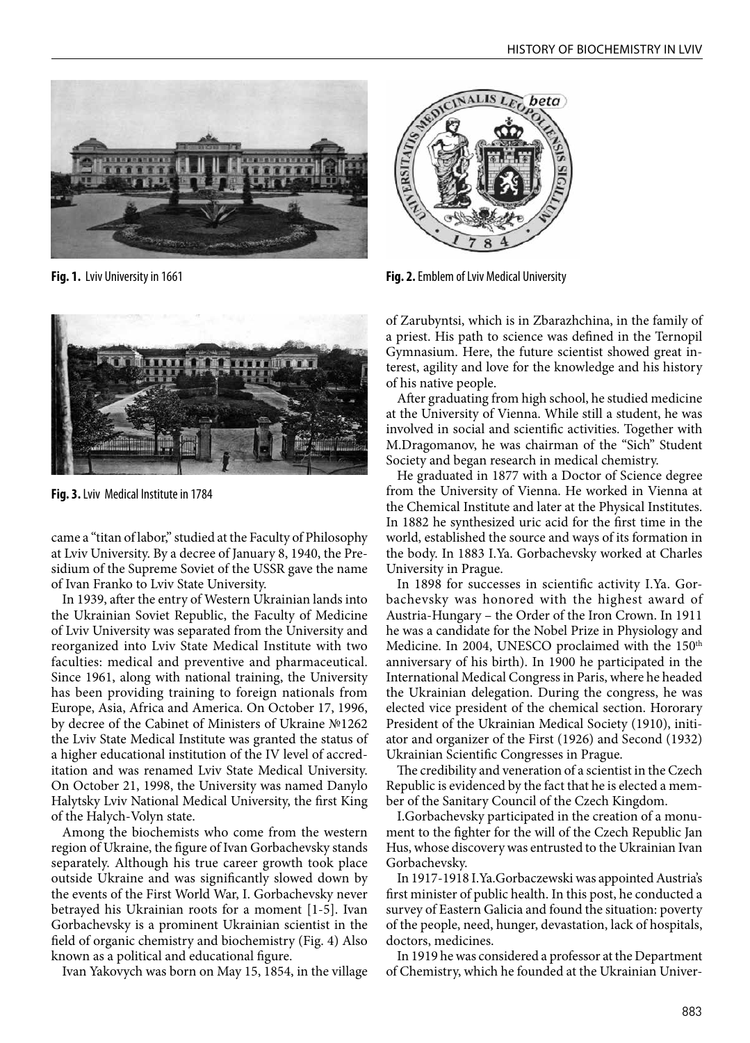Fig. 1. Lviv University in 1661

Fig. 2. Emblem of Lviv Medical University

Fig. 3. Lviv Medical Institute in 1784

came a "titan of labor," studied at the Faculty of Philosophy at Lviv University. By a decree of January 8, 1940, the Presidium of the Supreme Soviet of the USSR gave the name of Ivan Franko to Lviv State University.

In 1939, after the entry of Western Ukrainian lands into the Ukrainian Soviet Republic, the Faculty of Medicine of Lviv University was separated from the University and reorganized into Lviv State Medical Institute with two faculties: medical and preventive and pharmaceutical. Since 1961, along with national training, the University has been providing training to foreign nationals from Europe, Asia, Africa and America. On October 17, 1996, by decree of the Cabinet of Ministers of Ukraine №1262 the Lviv State Medical Institute was granted the status of a higher educational institution of the IV level of accreditation and was renamed Lviv State Medical University. On October 21, 1998, the University was named Danylo Halytsky Lviv National Medical University, the first King of the Halych-Volyn state.

Among the biochemists who come from the western region of Ukraine, the figure of Ivan Gorbachevsky stands separately. Although his true career growth took place outside Ukraine and was significantly slowed down by the events of the First World War, I. Gorbachevsky never betrayed his Ukrainian roots for a moment [1-5]. Ivan Gorbachevsky is a prominent Ukrainian scientist in the field of organic chemistry and biochemistry (Fig. 4) Also known as a political and educational figure.

Ivan Yakovych was born on May 15, 1854, in the village of Zarubyntsi, which is in Zbarazhchina, in the family of a priest. His path to science was defined in the Ternopil Gymnasium. Here, the future scientist showed great interest, agility and love for the knowledge and his history of his native people.

After graduating from high school, he studied medicine at the University of Vienna. While still a student, he was involved in social and scientific activities. Together with M.Dragomanov, he was chairman of the "Sich" Student Society and began research in medical chemistry.

He graduated in 1877 with a Doctor of Science degree from the University of Vienna. He worked in Vienna at the Chemical Institute and later at the Physical Institutes. In 1882 he synthesized uric acid for the first time in the world, established the source and ways of its formation in the body. In 1883 I.Ya. Gorbachevsky worked at Charles University in Prague.

In 1898 for successes in scientific activity I.Ya. Gorbachevsky was honored with the highest award of Austria-Hungary – the Order of the Iron Crown. In 1911 he was a candidate for the Nobel Prize in Physiology and Medicine. In 2004, UNESCO proclaimed with the 150th anniversary of his birth). In 1900 he participated in the International Medical Congress in Paris, where he headed the Ukrainian delegation. During the congress, he was elected vice president of the chemical section. Hororary President of the Ukrainian Medical Society (1910), initiator and organizer of the First (1926) and Second (1932) Ukrainian Scientific Congresses in Prague.

The credibility and veneration of a scientist in the Czech Republic is evidenced by the fact that he is elected a member of the Sanitary Council of the Czech Kingdom.

I.Gorbachevsky participated in the creation of a monument to the fighter for the will of the Czech Republic Jan Hus, whose discovery was entrusted to the Ukrainian Ivan Gorbachevsky.

In 1917-1918 I.Ya.Gorbaczewski was appointed Austria's first minister of public health. In this post, he conducted a survey of Eastern Galicia and found the situation: poverty of the people, need, hunger, devastation, lack of hospitals, doctors, medicines.

In 1919 he was considered a professor at the Department of Chemistry, which he founded at the Ukrainian Univer-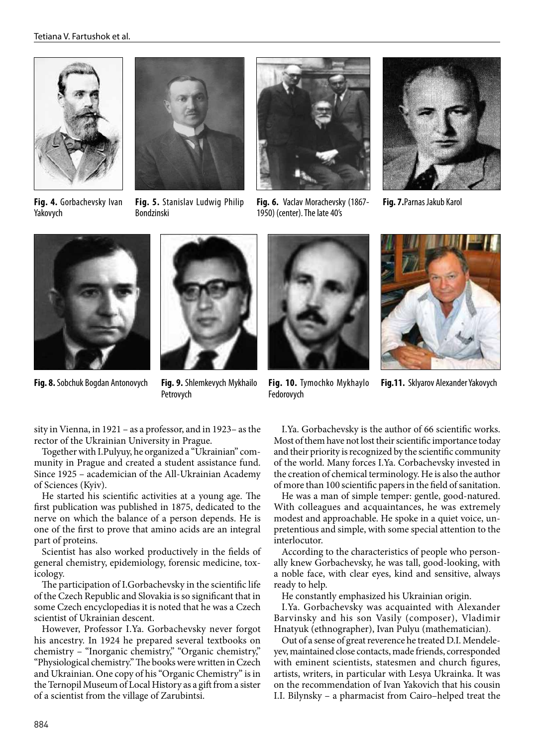**Fig. 4.** Gorbachevsky Ivan Yakovych

**Fig. 5.** Stanislav Ludwig Philip Bondzinski

**Fig. 6.** Vaclav Morachevsky (1867-1950) (center). The late 40's

**Fig. 7.** Parnas Jakub Karol

**Fig. 8.** Sobchuk Bogdan Antonovych

**Fig. 9.** Shlemkevych Mykhailo Petrovych

**Fig. 10.** Tymochko Mykhaylo Fedorovych

**Fig.11.** Sklyarov Alexander Yakovych

sity in Vienna, in 1921 – as a professor, and in 1923– as the rector of the Ukrainian University in Prague.

Together with I.Pulyuy, he organized a "Ukrainian" community in Prague and created a student assistance fund. Since 1925 – academician of the All-Ukrainian Academy of Sciences (Kyiv).

He started his scientific activities at a young age. The first publication was published in 1875, dedicated to the nerve on which the balance of a person depends. He is one of the first to prove that amino acids are an integral part of proteins.

Scientist has also worked productively in the fields of general chemistry, epidemiology, forensic medicine, toxicology.

The participation of I.Gorbachevsky in the scientific life of the Czech Republic and Slovakia is so significant that in some Czech encyclopedias it is noted that he was a Czech scientist of Ukrainian descent.

However, Professor I.Ya. Gorbachevsky never forgot his ancestry. In 1924 he prepared several textbooks on chemistry – "Inorganic chemistry," "Organic chemistry," "Physiological chemistry." The books were written in Czech and Ukrainian. One copy of his "Organic Chemistry" is in the Ternopil Museum of Local History as a gift from a sister of a scientist from the village of Zarubintsi.

I.Ya. Gorbachevsky is the author of 66 scientific works. Most of them have not lost their scientific importance today and their priority is recognized by the scientific community of the world. Many forces I.Ya. Corbachevsky invested in the creation of chemical terminology. He is also the author of more than 100 scientific papers in the field of sanitation.

He was a man of simple temper: gentle, good-natured. With colleagues and acquaintances, he was extremely modest and approachable. He spoke in a quiet voice, unpretentious and simple, with some special attention to the interlocutor.

According to the characteristics of people who personally knew Gorbachevsky, he was tall, good-looking, with a noble face, with clear eyes, kind and sensitive, always ready to help.

He constantly emphasized his Ukrainian origin.

I.Ya. Gorbachevsky was acquainted with Alexander Barvinsky and his son Vasily (composer), Vladimir Hnatyuk (ethnographer), Ivan Pulyu (mathematician).

Out of a sense of great reverence he treated D.I. Mendeleyev, maintained close contacts, made friends, corresponded with eminent scientists, statesmen and church figures, artists, writers, in particular with Lesya Ukrainka. It was on the recommendation of Ivan Yakovich that his cousin I.I. Bilynsky – a pharmacist from Cairo–helped treat the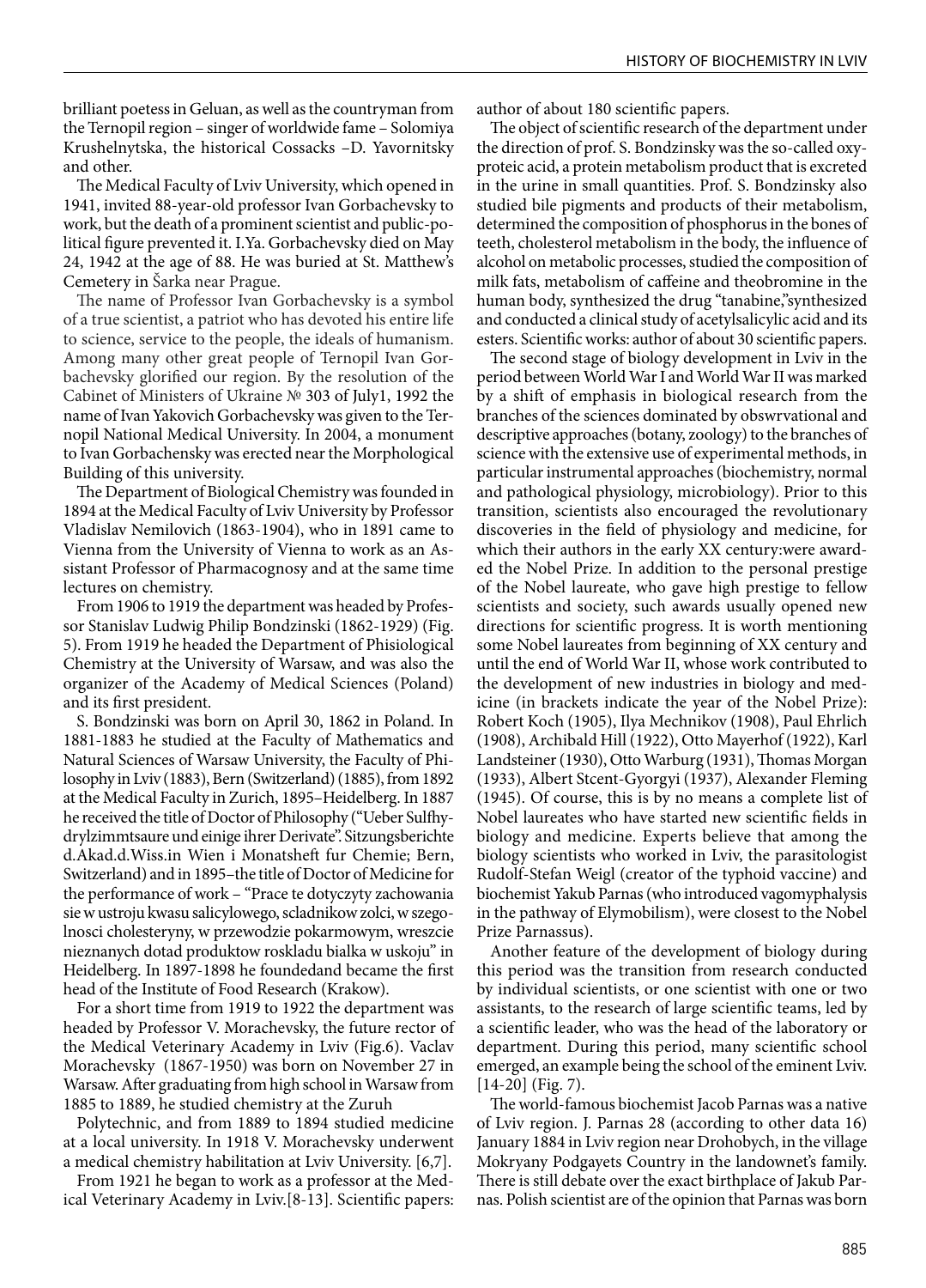brilliant poetess in Geluan, as well as the countryman from the Ternopil region – singer of worldwide fame – Solomiya Krushelnytska, the historical Cossacks –D. Yavornitsky and other.

The Medical Faculty of Lviv University, which opened in 1941, invited 88-year-old professor Ivan Gorbachevsky to work, but the death of a prominent scientist and public-political figure prevented it. I.Ya. Gorbachevsky died on May 24, 1942 at the age of 88. He was buried at St. Matthew's Cemetery in Šarka near Prague.

The name of Professor Ivan Gorbachevsky is a symbol of a true scientist, a patriot who has devoted his entire life to science, service to the people, the ideals of humanism. Among many other great people of Ternopil Ivan Gorbachevsky glorified our region. By the resolution of the Cabinet of Ministers of Ukraine № 303 of July1, 1992 the name of Ivan Yakovich Gorbachevsky was given to the Ternopil National Medical University. In 2004, a monument to Ivan Gorbachensky was erected near the Morphological Building of this university.

The Department of Biological Chemistry was founded in 1894 at the Medical Faculty of Lviv University by Professor Vladislav Nemilovich (1863-1904), who in 1891 came to Vienna from the University of Vienna to work as an Assistant Professor of Pharmacognosy and at the same time lectures on chemistry.

From 1906 to 1919 the department was headed by Professor Stanislav Ludwig Philip Bondzinski (1862-1929) (Fig. 5). From 1919 he headed the Department of Phisiological Chemistry at the University of Warsaw, and was also the organizer of the Academy of Medical Sciences (Poland) and its first president.

S. Bondzinski was born on April 30, 1862 in Poland. In 1881-1883 he studied at the Faculty of Mathematics and Natural Sciences of Warsaw University, the Faculty of Philosophy in Lviv (1883), Bern (Switzerland) (1885), from 1892 at the Medical Faculty in Zurich, 1895–Heidelberg. In 1887 he received the title of Doctor of Philosophy ("Ueber Sulfhydrylzimmtsaure und einige ihrer Derivate". Sitzungsberichte d.Akad.d.Wiss.in Wien i Monatsheft fur Chemie; Bern, Switzerland) and in 1895–the title of Doctor of Medicine for the performance of work – "Prace te dotyczyty zachowania sie w ustroju kwasu salicylowego, scladnikow zolci, w szegolnosci cholesteryny, w przewodzie pokarmowym, wreszcie nieznanych dotad produktow roskladu bialka w uskoju" in Heidelberg. In 1897-1898 he foundedand became the first head of the Institute of Food Research (Krakow).

For a short time from 1919 to 1922 the department was headed by Professor V. Morachevsky, the future rector of the Medical Veterinary Academy in Lviv (Fig.6). Vaclav Morachevsky (1867-1950) was born on November 27 in Warsaw. After graduating from high school in Warsaw from 1885 to 1889, he studied chemistry at the Zuruh Polytechnic, and from 1889 to 1894 studied medicine at a local university. In 1918 V. Morachevsky underwent a medical chemistry habilitation at Lviv University. [6,7].

From 1921 he began to work as a professor at the Medical Veterinary Academy in Lviv.[8-13]. Scientific papers: author of about 180 scientific papers.

The object of scientific research of the department under the direction of prof. S. Bondzinsky was the so-called oxyproteic acid, a protein metabolism product that is excreted in the urine in small quantities. Prof. S. Bondzinsky also studied bile pigments and products of their metabolism, determined the composition of phosphorus in the bones of teeth, cholesterol metabolism in the body, the influence of alcohol on metabolic processes, studied the composition of milk fats, metabolism of caffeine and theobromine in the human body, synthesized the drug "tanabine,"synthesized and conducted a clinical study of acetylsalicylic acid and its esters. Scientific works: author of about 30 scientific papers.

The second stage of biology development in Lviv in the period between World War I and World War II was marked by a shift of emphasis in biological research from the branches of the sciences dominated by obswrvational and descriptive approaches (botany, zoology) to the branches of science with the extensive use of experimental methods, in particular instrumental approaches (biochemistry, normal and pathological physiology, microbiology). Prior to this transition, scientists also encouraged the revolutionary discoveries in the field of physiology and medicine, for which their authors in the early XX century:were awarded the Nobel Prize. In addition to the personal prestige of the Nobel laureate, who gave high prestige to fellow scientists and society, such awards usually opened new directions for scientific progress. It is worth mentioning some Nobel laureates from beginning of XX century and until the end of World War II, whose work contributed to the development of new industries in biology and medicine (in brackets indicate the year of the Nobel Prize): Robert Koch (1905), Ilya Mechnikov (1908), Paul Ehrlich (1908), Archibald Hill (1922), Otto Mayerhof (1922), Karl Landsteiner (1930), Otto Warburg (1931), Thomas Morgan (1933), Albert Stcent-Gyorgyi (1937), Alexander Fleming (1945). Of course, this is by no means a complete list of Nobel laureates who have started new scientific fields in biology and medicine. Experts believe that among the biology scientists who worked in Lviv, the parasitologist Rudolf-Stefan Weigl (creator of the typhoid vaccine) and biochemist Yakub Parnas (who introduced vagomyphalysis in the pathway of Elymobilism), were closest to the Nobel Prize Parnassus).

Another feature of the development of biology during this period was the transition from research conducted by individual scientists, or one scientist with one or two assistants, to the research of large scientific teams, led by a scientific leader, who was the head of the laboratory or department. During this period, many scientific school emerged, an example being the school of the eminent Lviv. [14-20] (Fig. 7).

The world-famous biochemist Jacob Parnas was a native of Lviv region. J. Parnas 28 (according to other data 16) January 1884 in Lviv region near Drohobych, in the village Mokryany Podgayets Country in the landownet's family. There is still debate over the exact birthplace of Jakub Parnas. Polish scientist are of the opinion that Parnas was born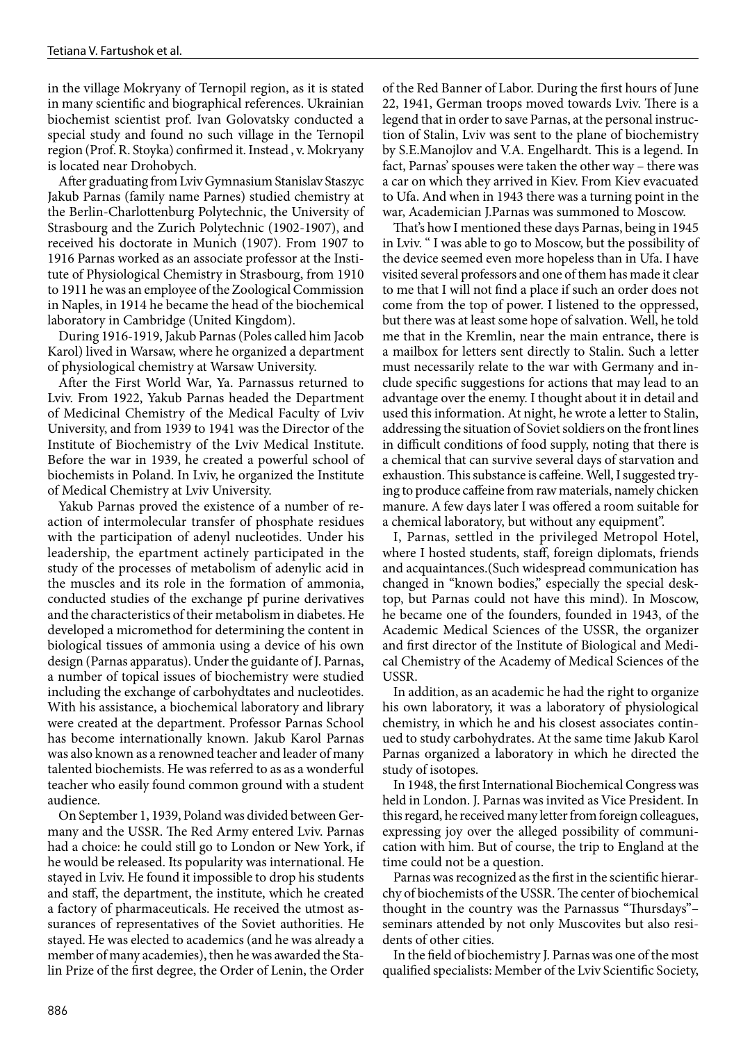in the village Mokryany of Ternopil region, as it is stated in many scientific and biographical references. Ukrainian biochemist scientist prof. Ivan Golovatsky conducted a special study and found no such village in the Ternopil region (Prof. R. Stoyka) confirmed it. Instead , v. Mokryany is located near Drohobych.

After graduating from Lviv Gymnasium Stanislav Staszyc Jakub Parnas (family name Parnes) studied chemistry at the Berlin-Charlottenburg Polytechnic, the University of Strasbourg and the Zurich Polytechnic (1902-1907), and received his doctorate in Munich (1907). From 1907 to 1916 Parnas worked as an associate professor at the Institute of Physiological Chemistry in Strasbourg, from 1910 to 1911 he was an employee of the Zoological Commission in Naples, in 1914 he became the head of the biochemical laboratory in Cambridge (United Kingdom).

During 1916-1919, Jakub Parnas (Poles called him Jacob Karol) lived in Warsaw, where he organized a department of physiological chemistry at Warsaw University.

After the First World War, Ya. Parnassus returned to Lviv. From 1922, Yakub Parnas headed the Department of Medicinal Chemistry of the Medical Faculty of Lviv University, and from 1939 to 1941 was the Director of the Institute of Biochemistry of the Lviv Medical Institute. Before the war in 1939, he created a powerful school of biochemists in Poland. In Lviv, he organized the Institute of Medical Chemistry at Lviv University.

Yakub Parnas proved the existence of a number of reaction of intermolecular transfer of phosphate residues with the participation of adenyl nucleotides. Under his leadership, the epartment actinely participated in the study of the processes of metabolism of adenylic acid in the muscles and its role in the formation of ammonia, conducted studies of the exchange pf purine derivatives and the characteristics of their metabolism in diabetes. He developed a micromethod for determining the content in biological tissues of ammonia using a device of his own design (Parnas apparatus). Under the guidante of J. Parnas, a number of topical issues of biochemistry were studied including the exchange of carbohydtates and nucleotides. With his assistance, a biochemical laboratory and library were created at the department. Professor Parnas School has become internationally known. Jakub Karol Parnas was also known as a renowned teacher and leader of many talented biochemists. He was referred to as as a wonderful teacher who easily found common ground with a student audience.

On September 1, 1939, Poland was divided between Germany and the USSR. The Red Army entered Lviv. Parnas had a choice: he could still go to London or New York, if he would be released. Its popularity was international. He stayed in Lviv. He found it impossible to drop his students and staff, the department, the institute, which he created a factory of pharmaceuticals. He received the utmost assurances of representatives of the Soviet authorities. He stayed. He was elected to academics (and he was already a member of many academies), then he was awarded the Stalin Prize of the first degree, the Order of Lenin, the Order of the Red Banner of Labor. During the first hours of June 22, 1941, German troops moved towards Lviv. There is a legend that in order to save Parnas, at the personal instruction of Stalin, Lviv was sent to the plane of biochemistry by S.E.Manojlov and V.A. Engelhardt. This is a legend. In fact, Parnas' spouses were taken the other way – there was a car on which they arrived in Kiev. From Kiev evacuated to Ufa. And when in 1943 there was a turning point in the war, Academician J.Parnas was summoned to Moscow.

That's how I mentioned these days Parnas, being in 1945 in Lviv. " I was able to go to Moscow, but the possibility of the device seemed even more hopeless than in Ufa. I have visited several professors and one of them has made it clear to me that I will not find a place if such an order does not come from the top of power. I listened to the oppressed, but there was at least some hope of salvation. Well, he told me that in the Kremlin, near the main entrance, there is a mailbox for letters sent directly to Stalin. Such a letter must necessarily relate to the war with Germany and include specific suggestions for actions that may lead to an advantage over the enemy. I thought about it in detail and used this information. At night, he wrote a letter to Stalin, addressing the situation of Soviet soldiers on the front lines in difficult conditions of food supply, noting that there is a chemical that can survive several days of starvation and exhaustion. This substance is caffeine. Well, I suggested trying to produce caffeine from raw materials, namely chicken manure. A few days later I was offered a room suitable for a chemical laboratory, but without any equipment".

I, Parnas, settled in the privileged Metropol Hotel, where I hosted students, staff, foreign diplomats, friends and acquaintances.(Such widespread communication has changed in "known bodies," especially the special desktop, but Parnas could not have this mind). In Moscow, he became one of the founders, founded in 1943, of the Academic Medical Sciences of the USSR, the organizer and first director of the Institute of Biological and Medical Chemistry of the Academy of Medical Sciences of the USSR.

In addition, as an academic he had the right to organize his own laboratory, it was a laboratory of physiological chemistry, in which he and his closest associates continued to study carbohydrates. At the same time Jakub Karol Parnas organized a laboratory in which he directed the study of isotopes.

In 1948, the first International Biochemical Congress was held in London. J. Parnas was invited as Vice President. In this regard, he received many letter from foreign colleagues, expressing joy over the alleged possibility of communication with him. But of course, the trip to England at the time could not be a question.

Parnas was recognized as the first in the scientific hierarchy of biochemists of the USSR. The center of biochemical thought in the country was the Parnassus "Thursdays"– seminars attended by not only Muscovites but also residents of other cities.

In the field of biochemistry J. Parnas was one of the most qualified specialists: Member of the Lviv Scientific Society,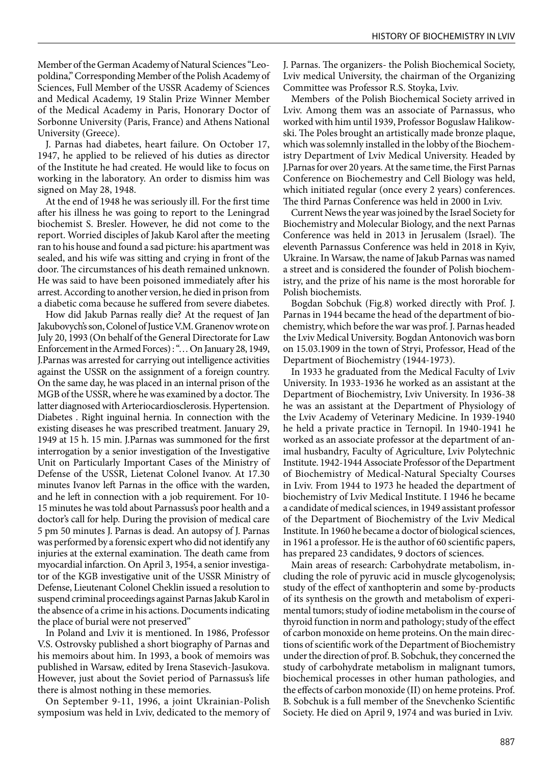Member of the German Academy of Natural Sciences "Leopoldina," Corresponding Member of the Polish Academy of Sciences, Full Member of the USSR Academy of Sciences and Medical Academy, 19 Stalin Prize Winner Member of the Medical Academy in Paris, Honorary Doctor of Sorbonne University (Paris, France) and Athens National University (Greece).

J. Parnas had diabetes, heart failure. On October 17, 1947, he applied to be relieved of his duties as director of the Institute he had created. He would like to focus on working in the laboratory. An order to dismiss him was signed on May 28, 1948.

At the end of 1948 he was seriously ill. For the first time after his illness he was going to report to the Leningrad biochemist S. Bresler. However, he did not come to the report. Worried disciples of Jakub Karol after the meeting ran to his house and found a sad picture: his apartment was sealed, and his wife was sitting and crying in front of the door. The circumstances of his death remained unknown. He was said to have been poisoned immediately after his arrest. According to another version, he died in prison from a diabetic coma because he suffered from severe diabetes.

How did Jakub Parnas really die? At the request of Jan Jakubovych's son, Colonel of Justice V.M. Granenov wrote on July 20, 1993 (On behalf of the General Directorate for Law Enforcement in the Armed Forces) : "… On January 28, 1949, J.Parnas was arrested for carrying out intelligence activities against the USSR on the assignment of a foreign country. On the same day, he was placed in an internal prison of the MGB of the USSR, where he was examined by a doctor. The latter diagnosed with Arteriocardiosclerosis. Hypertension. Diabetes . Right inguinal hernia. In connection with the existing diseases he was prescribed treatment. January 29, 1949 at 15 h. 15 min. J.Parnas was summoned for the first interrogation by a senior investigation of the Investigative Unit on Particularly Important Cases of the Ministry of Defense of the USSR, Lietenat Colonel Ivanov. At 17.30 minutes Ivanov left Parnas in the office with the warden, and he left in connection with a job requirement. For 10-15 minutes he was told about Parnassus's poor health and a doctor's call for help. During the provision of medical care 5 pm 50 minutes J. Parnas is dead. An autopsy of J. Parnas was performed by a forensic expert who did not identify any injuries at the external examination. The death came from myocardial infarction. On April 3, 1954, a senior investigator of the KGB investigative unit of the USSR Ministry of Defense, Lieutenant Colonel Cheklin issued a resolution to suspend criminal proceedings against Parnas Jakub Karol in the absence of a crime in his actions. Documents indicating the place of burial were not preserved"

In Poland and Lviv it is mentioned. In 1986, Professor V.S. Ostrovsky published a short biography of Parnas and his memoirs about him. In 1993, a book of memoirs was published in Warsaw, edited by Irena Stasevich-Jasukova. However, just about the Soviet period of Parnassus's life there is almost nothing in these memories.

On September 9-11, 1996, a joint Ukrainian-Polish symposium was held in Lviv, dedicated to the memory of J. Parnas. The organizers- the Polish Biochemical Society, Lviv medical University, the chairman of the Organizing Committee was Professor R.S. Stoyka, Lviv.

Members of the Polish Biochemical Society arrived in Lviv. Among them was an associate of Parnassus, who worked with him until 1939, Professor Boguslaw Halikowski. The Poles brought an artistically made bronze plaque, which was solemnly installed in the lobby of the Biochemistry Department of Lviv Medical University. Headed by J.Parnas for over 20 years. At the same time, the First Parnas Conference on Biochemestry and Cell Biology was held, which initiated regular (once every 2 years) conferences. The third Parnas Conference was held in 2000 in Lviv.

Current News the year was joined by the Israel Society for Biochemistry and Molecular Biology, and the next Parnas Conference was held in 2013 in Jerusalem (Israel). The eleventh Parnassus Conference was held in 2018 in Kyiv, Ukraine. In Warsaw, the name of Jakub Parnas was named a street and is considered the founder of Polish biochemistry, and the prize of his name is the most hororable for Polish biochemists.

Bogdan Sobchuk (Fig.8) worked directly with Prof. J. Parnas in 1944 became the head of the department of biochemistry, which before the war was prof. J. Parnas headed the Lviv Medical University. Bogdan Antonovich was born on 15.03.1909 in the town of Stryi, Professor, Head of the Department of Biochemistry (1944-1973).

In 1933 he graduated from the Medical Faculty of Lviv University. In 1933-1936 he worked as an assistant at the Department of Biochemistry, Lviv University. In 1936-38 he was an assistant at the Department of Physiology of the Lviv Academy of Veterinary Medicine. In 1939-1940 he held a private practice in Ternopil. In 1940-1941 he worked as an associate professor at the department of animal husbandry, Faculty of Agriculture, Lviv Polytechnic Institute. 1942-1944 Associate Professor of the Department of Biochemistry of Medical-Natural Specialty Courses in Lviv. From 1944 to 1973 he headed the department of biochemistry of Lviv Medical Institute. I 1946 he became a candidate of medical sciences, in 1949 assistant professor of the Department of Biochemistry of the Lviv Medical Institute. In 1960 he became a doctor of biological sciences, in 1961 a professor. He is the author of 60 scientific papers, has prepared 23 candidates, 9 doctors of sciences.

Main areas of research: Carbohydrate metabolism, including the role of pyruvic acid in muscle glycogenolysis; study of the effect of xanthopterin and some by-products of its synthesis on the growth and metabolism of experimental tumors; study of iodine metabolism in the course of thyroid function in norm and pathology; study of the effect of carbon monoxide on heme proteins. On the main directions of scientific work of the Department of Biochemistry under the direction of prof. B. Sobchuk, they concerned the study of carbohydrate metabolism in malignant tumors, biochemical processes in other human pathologies, and the effects of carbon monoxide (II) on heme proteins. Prof. B. Sobchuk is a full member of the Snevchenko Scientific Society. He died on April 9, 1974 and was buried in Lviv.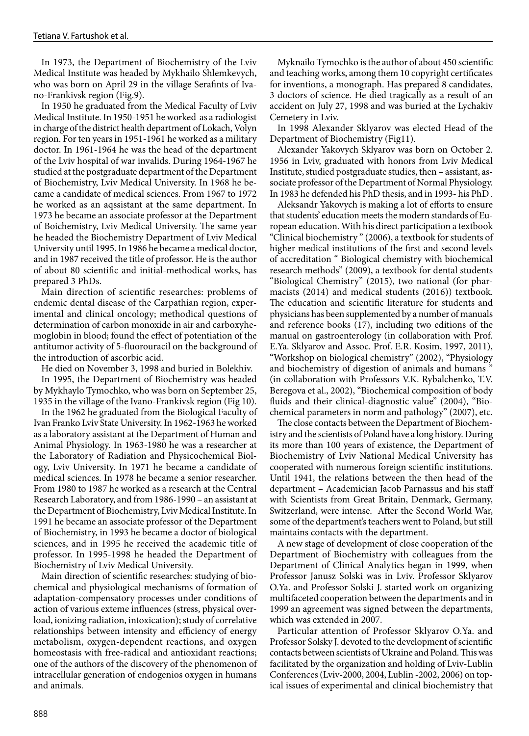In 1973, the Department of Biochemistry of the Lviv Medical Institute was headed by Mykhailo Shlemkevych, who was born on April 29 in the village Serafints of Ivano-Frankivsk region (Fig.9).

In 1950 he graduated from the Medical Faculty of Lviv Medical Institute. In 1950-1951 he worked as a radiologist in charge of the district health department of Lokach, Volyn region. For ten years in 1951-1961 he worked as a military doctor. In 1961-1964 he was the head of the department of the Lviv hospital of war invalids. During 1964-1967 he studied at the postgraduate department of the Department of Biochemistry, Lviv Medical University. In 1968 he became a candidate of medical sciences. From 1967 to 1972 he worked as an aqssistant at the same department. In 1973 he became an associate professor at the Department of Boichemistry, Lviv Medical University. The same year he headed the Biochemistry Department of Lviv Medical University until 1995. In 1986 he became a medical doctor, and in 1987 received the title of professor. He is the author of about 80 scientific and initial-methodical works, has prepared 3 PhDs.

Main direction of scientific researches: problems of endemic dental disease of the Carpathian region, experimental and clinical oncology; methodical questions of determination of carbon monoxide in air and carboxyhemoglobin in blood; found the effect of potentiation of the antitumor activity of 5-fluorouracil on the background of the introduction of ascorbic acid.

He died on November 3, 1998 and buried in Bolekhiv.

In 1995, the Department of Biochemistry was headed by Mykhaylo Tymochko, who was born on September 25, 1935 in the village of the Ivano-Frankivsk region (Fig 10).

In the 1962 he graduated from the Biological Faculty of Ivan Franko Lviv State University. In 1962-1963 he worked as a laboratory assistant at the Department of Human and Animal Physiology. In 1963-1980 he was a researcher at the Laboratory of Radiation and Physicochemical Biology, Lviv University. In 1971 he became a candidate of medical sciences. In 1978 he became a senior researcher. From 1980 to 1987 he worked as a research at the Central Research Laboratory, and from 1986-1990 – an assistant at the Department of Biochemistry, Lviv Medical Institute. In 1991 he became an associate professor of the Department of Biochemistry, in 1993 he became a doctor of biological sciences, and in 1995 he received the academic title of professor. In 1995-1998 he headed the Department of Biochemistry of Lviv Medical University.

Main direction of scientific researches: studying of biochemical and physiological mechanisms of formation of adaptation-compensatory processes under conditions of action of various exteme influences (stress, physical overload, ionizing radiation, intoxication); study of correlative relationships between intensity and efficiency of energy metabolism, oxygen-dependent reactions, and oxygen homeostasis with free-radical and antioxidant reactions; one of the authors of the discovery of the phenomenon of intracellular generation of endogenios oxygen in humans and animals.

Myknailo Tymochko is the author of about 450 scientific and teaching works, among them 10 copyright certificates for inventions, a monograph. Has prepared 8 candidates, 3 doctors of science. He died tragically as a result of an accident on July 27, 1998 and was buried at the Lychakiv Cemetery in Lviv.

In 1998 Alexander Sklyarov was elected Head of the Department of Biochemistry (Fig11).

Alexander Yakovych Sklyarov was born on October 2. 1956 in Lviv, graduated with honors from Lviv Medical Institute, studied postgraduate studies, then – assistant, associate professor of the Department of Normal Physiology. In 1983 he defended his PhD thesis, and in 1993- his PhD .

Aleksandr Yakovych is making a lot of efforts to ensure that students' education meets the modern standards of European education. With his direct participation a textbook "Clinical biochemistry " (2006), a textbook for students of higher medical institutions of the first and second levels of accreditation " Biological chemistry with biochemical research methods" (2009), a textbook for dental students "Biological Chemistry" (2015), two national (for pharmacists (2014) and medical students (2016)) textbook. The education and scientific literature for students and physicians has been supplemented by a number of manuals and reference books (17), including two editions of the manual on gastroenterology (in collaboration with Prof. E.Ya. Sklyarov and Assoc. Prof. E.R. Kosim, 1997, 2011), "Workshop on biological chemistry" (2002), "Physiology and biochemistry of digestion of animals and humans " (in collaboration with Professors V.K. Rybalchenko, T.V. Beregova et al., 2002), "Biochemical composition of body fluids and their clinical-diagnostic value" (2004), "Biochemical parameters in norm and pathology" (2007), etc.

The close contacts between the Department of Biochemistry and the scientists of Poland have a long history. During its more than 100 years of existence, the Department of Biochemistry of Lviv National Medical University has cooperated with numerous foreign scientific institutions. Until 1941, the relations between the then head of the department – Academician Jacob Parnassus and his staff with Scientists from Great Britain, Denmark, Germany, Switzerland, were intense. After the Second World War, some of the department's teachers went to Poland, but still maintains contacts with the department.

A new stage of development of close cooperation of the Department of Biochemistry with colleagues from the Department of Clinical Analytics began in 1999, when Professor Janusz Solski was in Lviv. Professor Sklyarov O.Ya. and Professor Solski J. started work on organizing multifaceted cooperation between the departments and in 1999 an agreement was signed between the departments, which was extended in 2007.

Particular attention of Professor Sklyarov O.Ya. and Professor Solsky J. devoted to the development of scientific contacts between scientists of Ukraine and Poland. This was facilitated by the organization and holding of Lviv-Lublin Conferences (Lviv-2000, 2004, Lublin -2002, 2006) on topical issues of experimental and clinical biochemistry that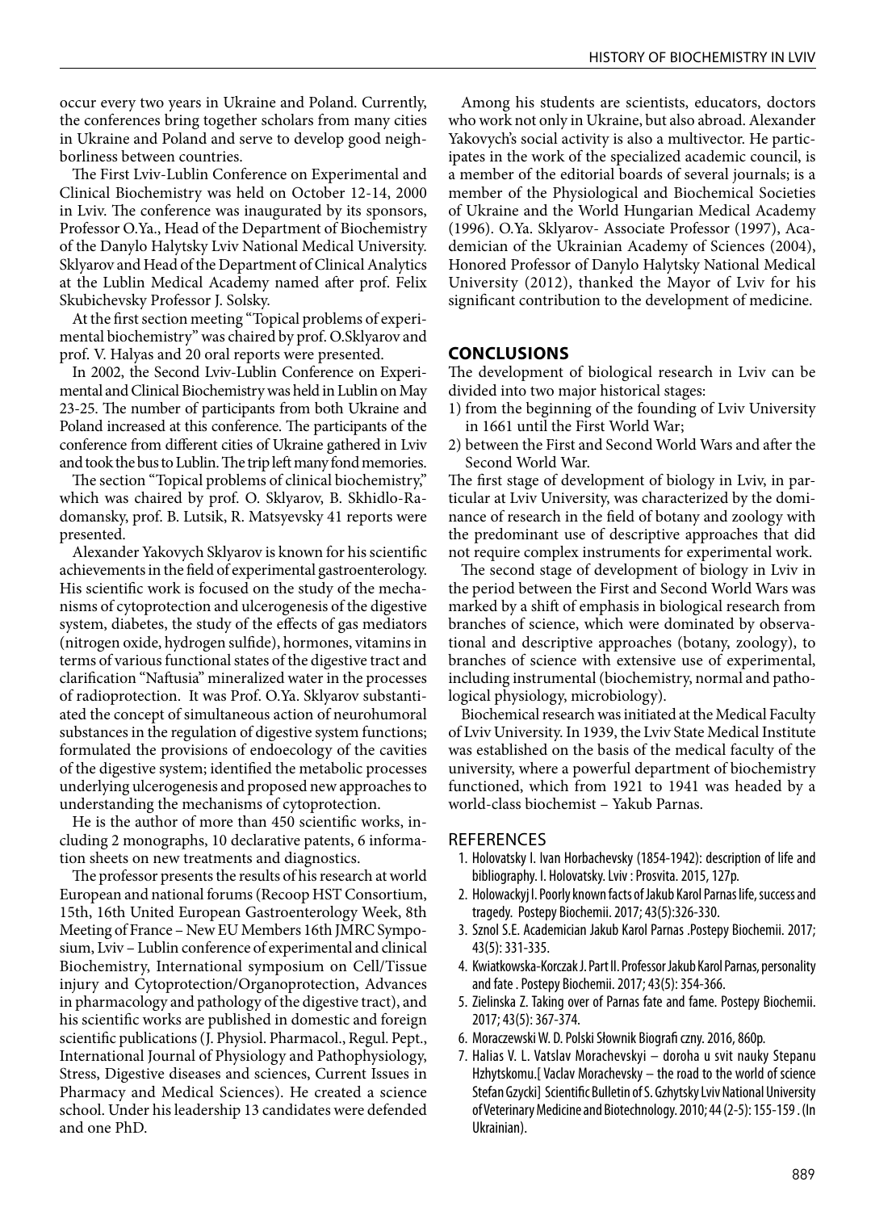occur every two years in Ukraine and Poland. Currently, the conferences bring together scholars from many cities in Ukraine and Poland and serve to develop good neighborliness between countries.

The First Lviv-Lublin Conference on Experimental and Clinical Biochemistry was held on October 12-14, 2000 in Lviv. The conference was inaugurated by its sponsors, Professor O.Ya., Head of the Department of Biochemistry of the Danylo Halytsky Lviv National Medical University. Sklyarov and Head of the Department of Clinical Analytics at the Lublin Medical Academy named after prof. Felix Skubichevsky Professor J. Solsky.

At the first section meeting "Topical problems of experimental biochemistry" was chaired by prof. O.Sklyarov and prof. V. Halyas and 20 oral reports were presented.

In 2002, the Second Lviv-Lublin Conference on Experimental and Clinical Biochemistry was held in Lublin on May 23-25. The number of participants from both Ukraine and Poland increased at this conference. The participants of the conference from different cities of Ukraine gathered in Lviv and took the bus to Lublin. The trip left many fond memories.

The section "Topical problems of clinical biochemistry," which was chaired by prof. O. Sklyarov, B. Skhidlo-Radomansky, prof. B. Lutsik, R. Matsyevsky 41 reports were presented.

Alexander Yakovych Sklyarov is known for his scientific achievements in the field of experimental gastroenterology. His scientific work is focused on the study of the mechanisms of cytoprotection and ulcerogenesis of the digestive system, diabetes, the study of the effects of gas mediators (nitrogen oxide, hydrogen sulfide), hormones, vitamins in terms of various functional states of the digestive tract and clarification "Naftusia" mineralized water in the processes of radioprotection. It was Prof. O.Ya. Sklyarov substantiated the concept of simultaneous action of neurohumoral substances in the regulation of digestive system functions; formulated the provisions of endoecology of the cavities of the digestive system; identified the metabolic processes underlying ulcerogenesis and proposed new approaches to understanding the mechanisms of cytoprotection.

He is the author of more than 450 scientific works, including 2 monographs, 10 declarative patents, 6 information sheets on new treatments and diagnostics.

The professor presents the results of his research at world European and national forums (Recoop HST Consortium, 15th, 16th United European Gastroenterology Week, 8th Meeting of France – New EU Members 16th JMRC Symposium, Lviv – Lublin conference of experimental and clinical Biochemistry, International symposium on Cell/Tissue injury and Cytoprotection/Organoprotection, Advances in pharmacology and pathology of the digestive tract), and his scientific works are published in domestic and foreign scientific publications (J. Physiol. Pharmacol., Regul. Pept., International Journal of Physiology and Pathophysiology, Stress, Digestive diseases and sciences, Current Issues in Pharmacy and Medical Sciences). He created a science school. Under his leadership 13 candidates were defended and one PhD.

Among his students are scientists, educators, doctors who work not only in Ukraine, but also abroad. Alexander Yakovych's social activity is also a multivector. He participates in the work of the specialized academic council, is a member of the editorial boards of several journals; is a member of the Physiological and Biochemical Societies of Ukraine and the World Hungarian Medical Academy (1996). O.Ya. Sklyarov- Associate Professor (1997), Academician of the Ukrainian Academy of Sciences (2004), Honored Professor of Danylo Halytsky National Medical University (2012), thanked the Mayor of Lviv for his significant contribution to the development of medicine.

## CONCLUSIONS

The development of biological research in Lviv can be divided into two major historical stages:

1) from the beginning of the founding of Lviv University in 1661 until the First World War;
2) between the First and Second World Wars and after the Second World War.

The first stage of development of biology in Lviv, in particular at Lviv University, was characterized by the dominance of research in the field of botany and zoology with the predominant use of descriptive approaches that did not require complex instruments for experimental work.

The second stage of development of biology in Lviv in the period between the First and Second World Wars was marked by a shift of emphasis in biological research from branches of science, which were dominated by observational and descriptive approaches (botany, zoology), to branches of science with extensive use of experimental, including instrumental (biochemistry, normal and pathological physiology, microbiology).

Biochemical research was initiated at the Medical Faculty of Lviv University. In 1939, the Lviv State Medical Institute was established on the basis of the medical faculty of the university, where a powerful department of biochemistry functioned, which from 1921 to 1941 was headed by a world-class biochemist – Yakub Parnas.

## REFERENCES

1. Holovatsky I. Ivan Horbachevsky (1854-1942): description of life and bibliography. I. Holovatsky. Lviv : Prosvita. 2015, 127p.
2. Holowackyj I. Poorly known facts of Jakub Karol Parnas life, success and tragedy. Postepy Biochemii. 2017; 43(5):326-330.
3. Sznol S.E. Academician Jakub Karol Parnas .Postepy Biochemii. 2017; 43(5): 331-335.
4. Kwiatkowska-Korczak J. Part II. Professor Jakub Karol Parnas, personality and fate . Postepy Biochemii. 2017; 43(5): 354-366.
5. Zielinska Z. Taking over of Parnas fate and fame. Postepy Biochemii. 2017; 43(5): 367-374.
6. Moraczewski W. D. Polski Słownik Biografi czny. 2016, 860p.
7. Halias V. L. Vatslav Morachevskyi – doroha u svit nauky Stepanu Hzhytskomu.[ Vaclav Morachevsky – the road to the world of science Stefan Gzycki] Scientific Bulletin of S. Gzhytsky Lviv National University of Veterinary Medicine and Biotechnology. 2010; 44 (2-5): 155-159 . (In Ukrainian).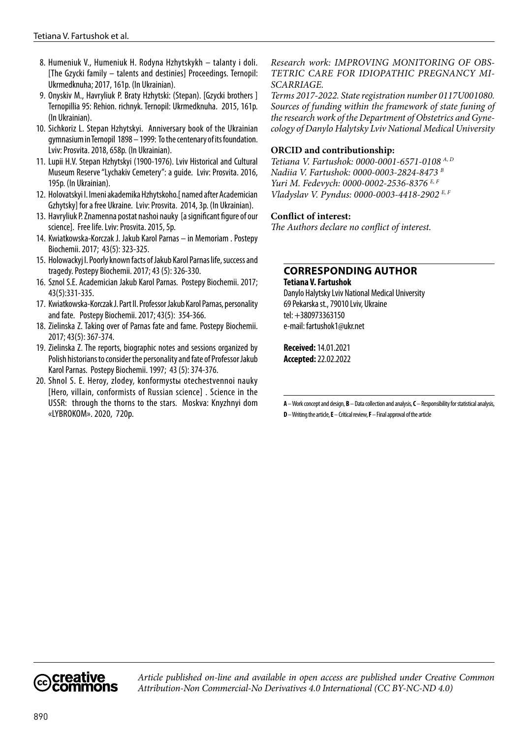8. Humeniuk V., Humeniuk H. Rodyna Hzhytskykh – talanty i doli. [The Gzycki family – talents and destinies] Proceedings. Ternopil: Ukrmedknuha; 2017, 161p. (In Ukrainian).
9. Onyskiv M., Havryliuk P. Braty Hzhytski: (Stepan). [Gzycki brothers ] Ternopillia 95: Rehion. richnyk. Ternopil: Ukrmedknuha. 2015, 161p. (In Ukrainian).
10. Sichkoriz L. Stepan Hzhytskyi. Anniversary book of the Ukrainian gymnasium in Ternopil 1898 – 1999: To the centenary of its foundation. Lviv: Prosvita. 2018, 658p. (In Ukrainian).
11. Lupii H.V. Stepan Hzhytskyi (1900-1976). Lviv Historical and Cultural Museum Reserve "Lychakiv Cemetery": a guide. Lviv: Prosvita. 2016, 195p. (In Ukrainian).
12. Holovatskyi I. Imeni akademika Hzhytskoho.[ named after Academician Gzhytsky] for a free Ukraine. Lviv: Prosvita. 2014, 3p. (In Ukrainian).
13. Havryliuk P. Znamenna postat nashoi nauky [a significant figure of our science]. Free life. Lviv: Prosvita. 2015, 5p.
14. Kwiatkowska-Korczak J. Jakub Karol Parnas – in Memoriam . Postepy Biochemii. 2017; 43(5): 323-325.
15. Holowackyj I. Poorly known facts of Jakub Karol Parnas life, success and tragedy. Postepy Biochemii. 2017; 43 (5): 326-330.
16. Sznol S.E. Academician Jakub Karol Parnas. Postepy Biochemii. 2017; 43(5):331-335.
17. Kwiatkowska-Korczak J. Part II. Professor Jakub Karol Parnas, personality and fate. Postepy Biochemii. 2017; 43(5): 354-366.
18. Zielinska Z. Taking over of Parnas fate and fame. Postepy Biochemii. 2017; 43(5): 367-374.
19. Zielinska Z. The reports, biographic notes and sessions organized by Polish historians to consider the personality and fate of Professor Jakub Karol Parnas. Postepy Biochemii. 1997; 43 (5): 374-376.
20. Shnol S. E. Heroy, zlodey, konformystы otechestvennoi nauky [Hero, villain, conformists of Russian science] . Science in the USSR: through the thorns to the stars. Moskva: Knyzhnyi dom «LYBROKOM». 2020, 720p.

*Research work: IMPROVING MONITORING OF OBSTETRIC CARE FOR IDIOPATHIC PREGNANCY MISCARRIAGE.*
*Terms 2017-2022. State registration number 0117U001080. Sources of funding within the framework of state funing of the research work of the Department of Obstetrics and Gynecology of Danylo Halytsky Lviv National Medical University*

**ORCID and contributionship:**
*Tetiana V. Fartushok: 0000-0001-6571-0108 [A, D]*
*Nadiia V. Fartushok: 0000-0003-2824-8473 [B]*
*Yuri M. Fedevych: 0000-0002-2536-8376 [E, F]*
*Vladyslav V. Pyndus: 0000-0003-4418-2902 [E, F]*

**Conflict of interest:**
*The Authors declare no conflict of interest.*

## CORRESPONDING AUTHOR

**Tetiana V. Fartushok**
Danylo Halytsky Lviv National Medical University
69 Pekarska st., 79010 Lviv, Ukraine
tel: +380973363150
e-mail: fartushok1@ukr.net

**Received:** 14.01.2021
**Accepted:** 22.02.2022

**A** – Work concept and design, **B** – Data collection and analysis, **C** – Responsibility for statistical analysis, **D** – Writing the article, **E** – Critical review, **F** – Final approval of the article

*Article published on-line and available in open access are published under Creative Common Attribution-Non Commercial-No Derivatives 4.0 International (CC BY-NC-ND 4.0)*